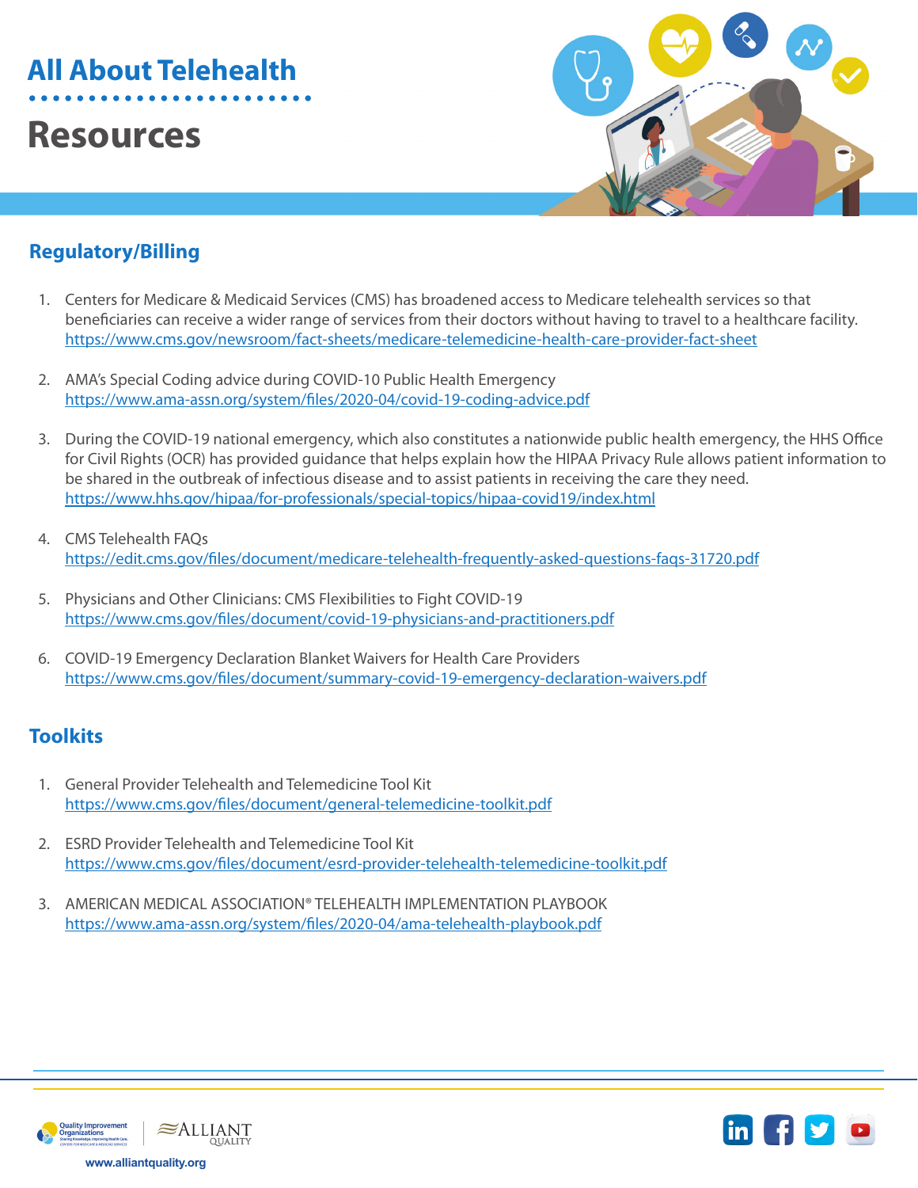# All About Telehealth

# Resources

## Regulatory/Billing

1. Centers for Medicare & Medicaid Services (CMS) has broadened access to Medicare telehealth services so that beneficiaries can receive a wider range of services from their doctors without having to travel to a healthcare facility.
   https://www.cms.gov/newsroom/fact-sheets/medicare-telemedicine-health-care-provider-fact-sheet

2. AMA's Special Coding advice during COVID-10 Public Health Emergency
   https://www.ama-assn.org/system/files/2020-04/covid-19-coding-advice.pdf

3. During the COVID-19 national emergency, which also constitutes a nationwide public health emergency, the HHS Office for Civil Rights (OCR) has provided guidance that helps explain how the HIPAA Privacy Rule allows patient information to be shared in the outbreak of infectious disease and to assist patients in receiving the care they need.
   https://www.hhs.gov/hipaa/for-professionals/special-topics/hipaa-covid19/index.html

4. CMS Telehealth FAQs
   https://edit.cms.gov/files/document/medicare-telehealth-frequently-asked-questions-faqs-31720.pdf

5. Physicians and Other Clinicians: CMS Flexibilities to Fight COVID-19
   https://www.cms.gov/files/document/covid-19-physicians-and-practitioners.pdf

6. COVID-19 Emergency Declaration Blanket Waivers for Health Care Providers
   https://www.cms.gov/files/document/summary-covid-19-emergency-declaration-waivers.pdf

## Toolkits

1. General Provider Telehealth and Telemedicine Tool Kit
   https://www.cms.gov/files/document/general-telemedicine-toolkit.pdf

2. ESRD Provider Telehealth and Telemedicine Tool Kit
   https://www.cms.gov/files/document/esrd-provider-telehealth-telemedicine-toolkit.pdf

3. AMERICAN MEDICAL ASSOCIATION® TELEHEALTH IMPLEMENTATION PLAYBOOK
   https://www.ama-assn.org/system/files/2020-04/ama-telehealth-playbook.pdf

www.alliantquality.org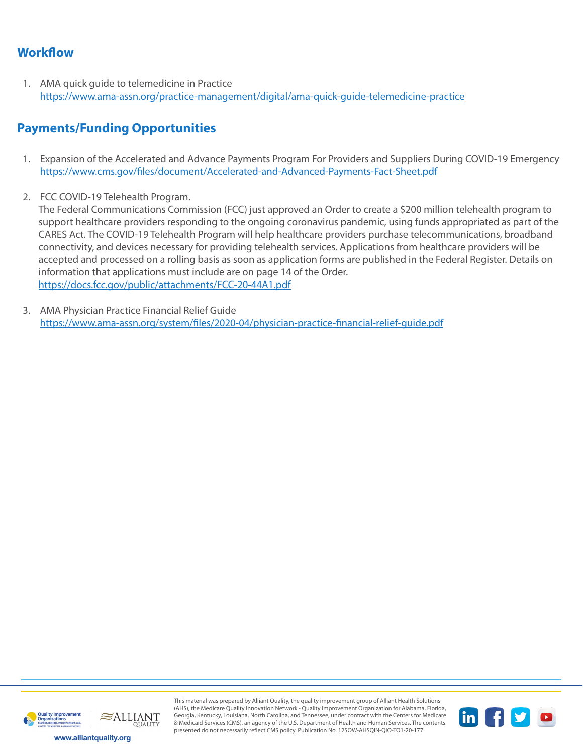## Workflow

1. AMA quick guide to telemedicine in Practice
   https://www.ama-assn.org/practice-management/digital/ama-quick-guide-telemedicine-practice

## Payments/Funding Opportunities

1. Expansion of the Accelerated and Advance Payments Program For Providers and Suppliers During COVID-19 Emergency
   https://www.cms.gov/files/document/Accelerated-and-Advanced-Payments-Fact-Sheet.pdf

2. FCC COVID-19 Telehealth Program.
   The Federal Communications Commission (FCC) just approved an Order to create a $200 million telehealth program to support healthcare providers responding to the ongoing coronavirus pandemic, using funds appropriated as part of the CARES Act. The COVID-19 Telehealth Program will help healthcare providers purchase telecommunications, broadband connectivity, and devices necessary for providing telehealth services. Applications from healthcare providers will be accepted and processed on a rolling basis as soon as application forms are published in the Federal Register. Details on information that applications must include are on page 14 of the Order.
   https://docs.fcc.gov/public/attachments/FCC-20-44A1.pdf

3. AMA Physician Practice Financial Relief Guide
   https://www.ama-assn.org/system/files/2020-04/physician-practice-financial-relief-guide.pdf

This material was prepared by Alliant Quality, the quality improvement group of Alliant Health Solutions (AHS), the Medicare Quality Innovation Network - Quality Improvement Organization for Alabama, Florida, Georgia, Kentucky, Louisiana, North Carolina, and Tennessee, under contract with the Centers for Medicare & Medicaid Services (CMS), an agency of the U.S. Department of Health and Human Services. The contents presented do not necessarily reflect CMS policy. Publication No. 12SOW-AHSQIN-QIO-TO1-20-177

www.alliantquality.org